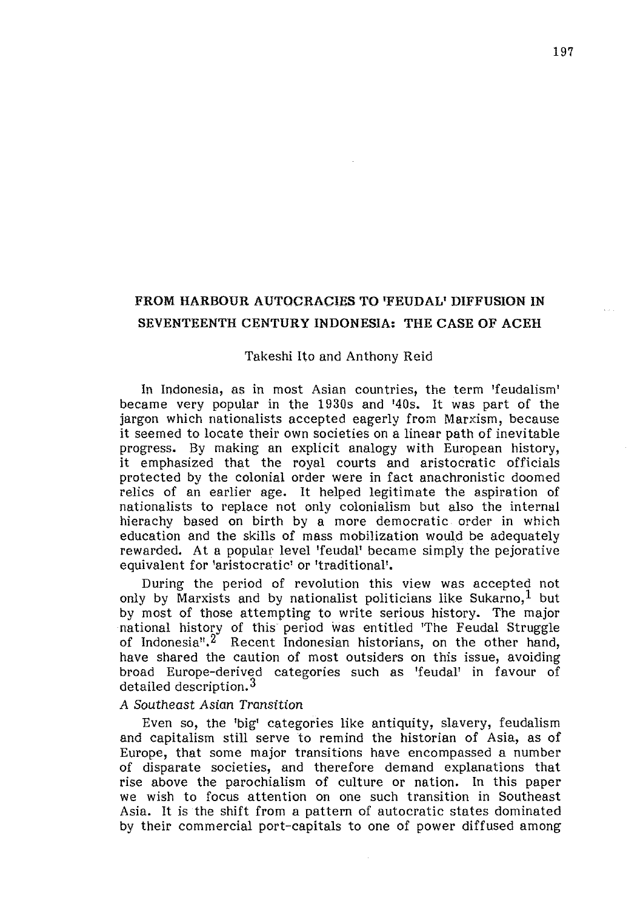# FROM HARBOUR AUTOCRACIES TO 'FEUDAL' DIFFUSION IN SEVENTEENTH CENTURY INDONESIA: THE CASE OF ACEH

Takeshi Ito and Anthony Reid

In Indonesia, as in most Asian countries, the term 'feudalism' became very popular in the 1930s and '40s. It was part of the jargon which nationalists accepted eagerly from Marxism, because it seemed to locate their own societies on a linear path of inevitable progress. By making an explicit analogy with European history, it emphasized that the royal courts and aristocratic officials protected by the colonial order were in fact anachronistic doomed relics of an earlier age. It helped legitimate the aspiration of nationalists to replace not only colonialism but also the internal hierachy based on birth by a more democratic order in which education and the skills of mass mobilization would be adequately rewarded. At a popular level 'feudal' became simply the pejorative equivalent for 'aristocratic' or 'traditional'.

During the period of revolution this view was accepted not only by Marxists and by nationalist politicians like Sukarno,[1] but by most of those attempting to write serious history. The major national history of this period was entitled 'The Feudal Struggle of Indonesia".[2] Recent Indonesian historians, on the other hand, have shared the caution of most outsiders on this issue, avoiding broad Europe-derived categories such as 'feudal' in favour of detailed description.[3]

*A Southeast Asian Transition*

Even so, the 'big' categories like antiquity, slavery, feudalism and capitalism still serve to remind the historian of Asia, as of Europe, that some major transitions have encompassed a number of disparate societies, and therefore demand explanations that rise above the parochialism of culture or nation. In this paper we wish to focus attention on one such transition in Southeast Asia. It is the shift from a pattern of autocratic states dominated by their commercial port-capitals to one of power diffused among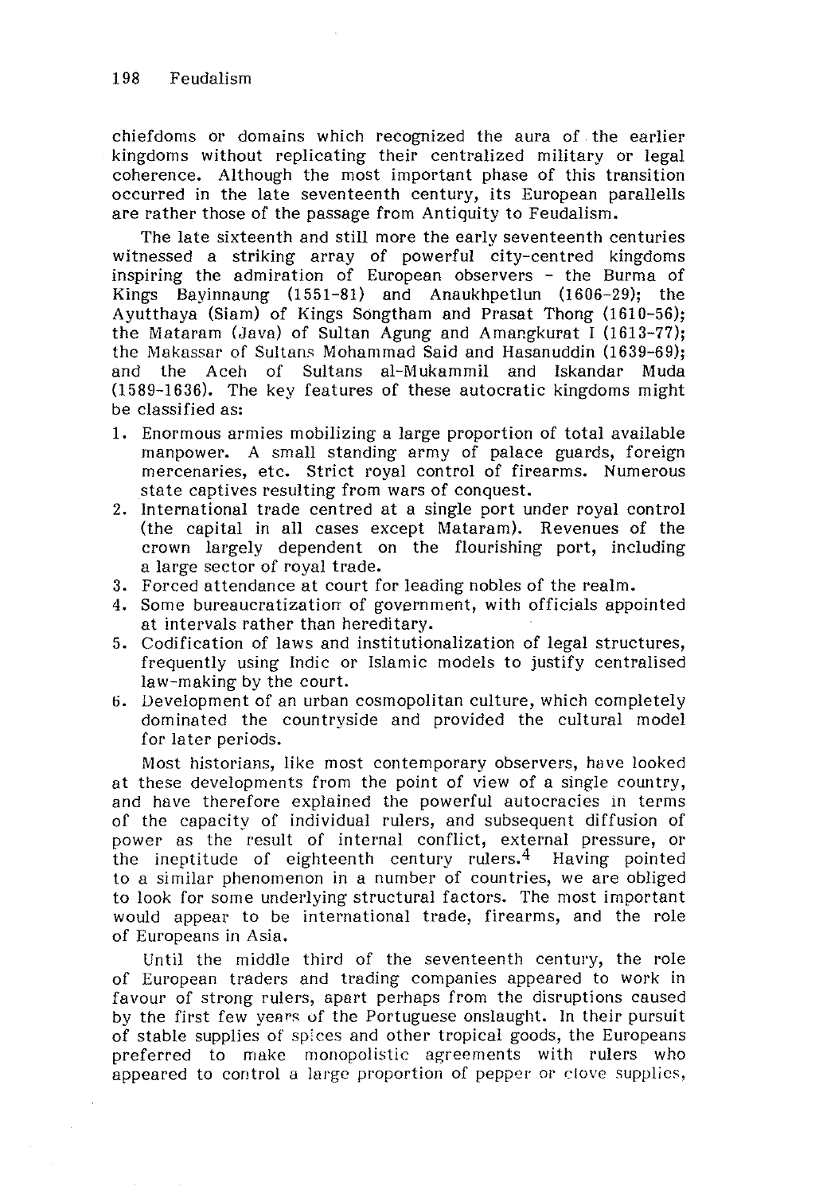chiefdoms or domains which recognized the aura of the earlier kingdoms without replicating their centralized military or legal coherence. Although the most important phase of this transition occurred in the late seventeenth century, its European parallells are rather those of the passage from Antiquity to Feudalism.

The late sixteenth and still more the early seventeenth centuries witnessed a striking array of powerful city-centred kingdoms inspiring the admiration of European observers - the Burma of Kings Bayinnaung (1551-81) and Anaukhpetlun (1606-29); the Ayutthaya (Siam) of Kings Songtham and Prasat Thong (1610-56); the Mataram (Java) of Sultan Agung and Amangkurat I (1613-77); the Makassar of Sultans Mohammad Said and Hasanuddin (1639-69); and the Aceh of Sultans al-Mukammil and Iskandar Muda (1589-1636). The key features of these autocratic kingdoms might be classified as:

1. Enormous armies mobilizing a large proportion of total available manpower. A small standing army of palace guards, foreign mercenaries, etc. Strict royal control of firearms. Numerous state captives resulting from wars of conquest.
2. International trade centred at a single port under royal control (the capital in all cases except Mataram). Revenues of the crown largely dependent on the flourishing port, including a large sector of royal trade.
3. Forced attendance at court for leading nobles of the realm.
4. Some bureaucratization of government, with officials appointed at intervals rather than hereditary.
5. Codification of laws and institutionalization of legal structures, frequently using Indic or Islamic models to justify centralised law-making by the court.
6. Development of an urban cosmopolitan culture, which completely dominated the countryside and provided the cultural model for later periods.

Most historians, like most contemporary observers, have looked at these developments from the point of view of a single country, and have therefore explained the powerful autocracies in terms of the capacity of individual rulers, and subsequent diffusion of power as the result of internal conflict, external pressure, or the ineptitude of eighteenth century rulers.[4] Having pointed to a similar phenomenon in a number of countries, we are obliged to look for some underlying structural factors. The most important would appear to be international trade, firearms, and the role of Europeans in Asia.

Until the middle third of the seventeenth century, the role of European traders and trading companies appeared to work in favour of strong rulers, apart perhaps from the disruptions caused by the first few years of the Portuguese onslaught. In their pursuit of stable supplies of spices and other tropical goods, the Europeans preferred to make monopolistic agreements with rulers who appeared to control a large proportion of pepper or clove supplies,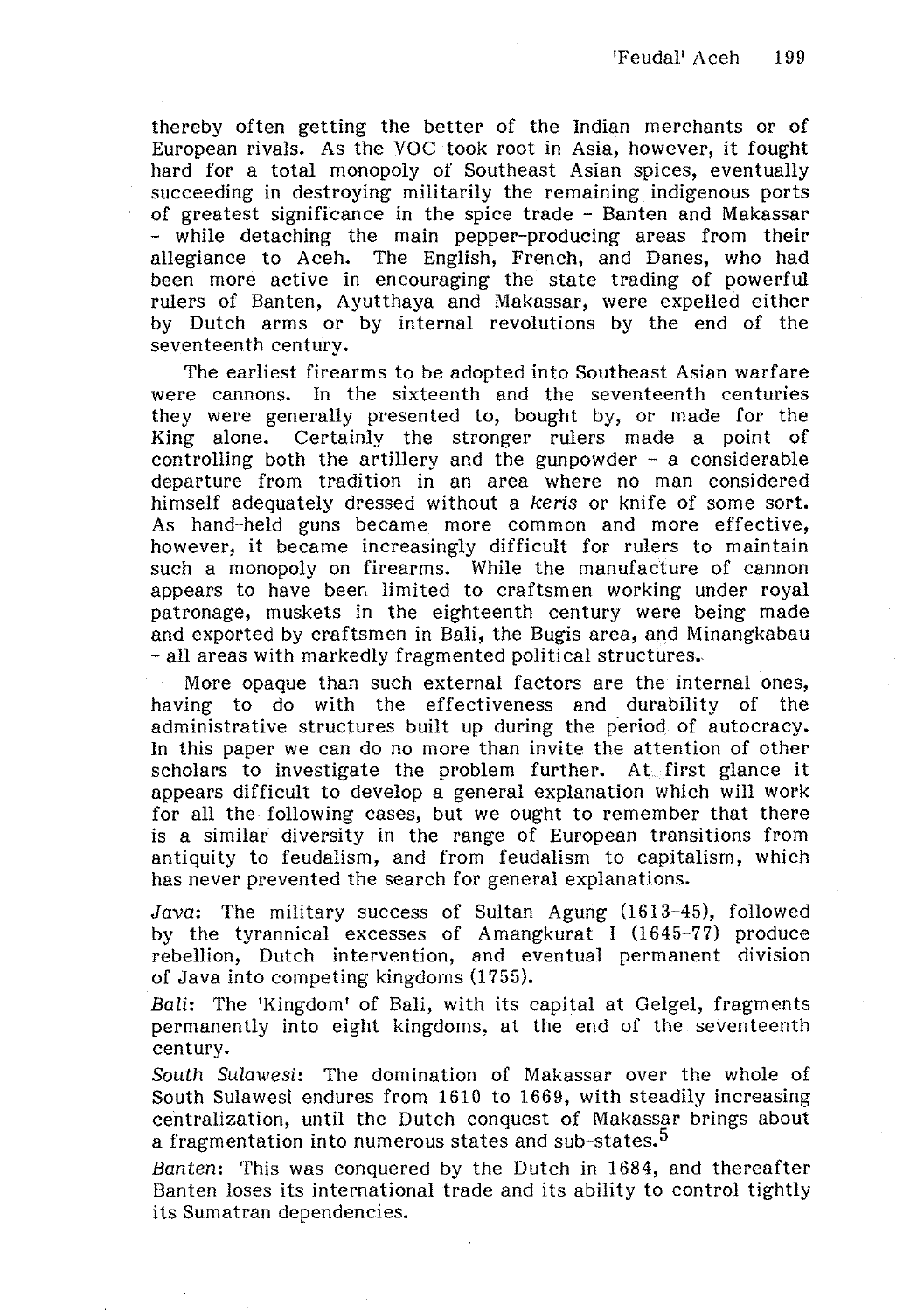thereby often getting the better of the Indian merchants or of European rivals. As the VOC took root in Asia, however, it fought hard for a total monopoly of Southeast Asian spices, eventually succeeding in destroying militarily the remaining indigenous ports of greatest significance in the spice trade - Banten and Makassar - while detaching the main pepper-producing areas from their allegiance to Aceh. The English, French, and Danes, who had been more active in encouraging the state trading of powerful rulers of Banten, Ayutthaya and Makassar, were expelled either by Dutch arms or by internal revolutions by the end of the seventeenth century.

The earliest firearms to be adopted into Southeast Asian warfare were cannons. In the sixteenth and the seventeenth centuries they were generally presented to, bought by, or made for the King alone. Certainly the stronger rulers made a point of controlling both the artillery and the gunpowder - a considerable departure from tradition in an area where no man considered himself adequately dressed without a *keris* or knife of some sort. As hand-held guns became more common and more effective, however, it became increasingly difficult for rulers to maintain such a monopoly on firearms. While the manufacture of cannon appears to have been limited to craftsmen working under royal patronage, muskets in the eighteenth century were being made and exported by craftsmen in Bali, the Bugis area, and Minangkabau - all areas with markedly fragmented political structures.

More opaque than such external factors are the internal ones, having to do with the effectiveness and durability of the administrative structures built up during the period of autocracy. In this paper we can do no more than invite the attention of other scholars to investigate the problem further. At first glance it appears difficult to develop a general explanation which will work for all the following cases, but we ought to remember that there is a similar diversity in the range of European transitions from antiquity to feudalism, and from feudalism to capitalism, which has never prevented the search for general explanations.

*Java*: The military success of Sultan Agung (1613-45), followed by the tyrannical excesses of Amangkurat I (1645-77) produce rebellion, Dutch intervention, and eventual permanent division of Java into competing kingdoms (1755).

*Bali*: The 'Kingdom' of Bali, with its capital at Gelgel, fragments permanently into eight kingdoms, at the end of the seventeenth century.

*South Sulawesi*: The domination of Makassar over the whole of South Sulawesi endures from 1610 to 1669, with steadily increasing centralization, until the Dutch conquest of Makassar brings about a fragmentation into numerous states and sub-states.[5]

*Banten*: This was conquered by the Dutch in 1684, and thereafter Banten loses its international trade and its ability to control tightly its Sumatran dependencies.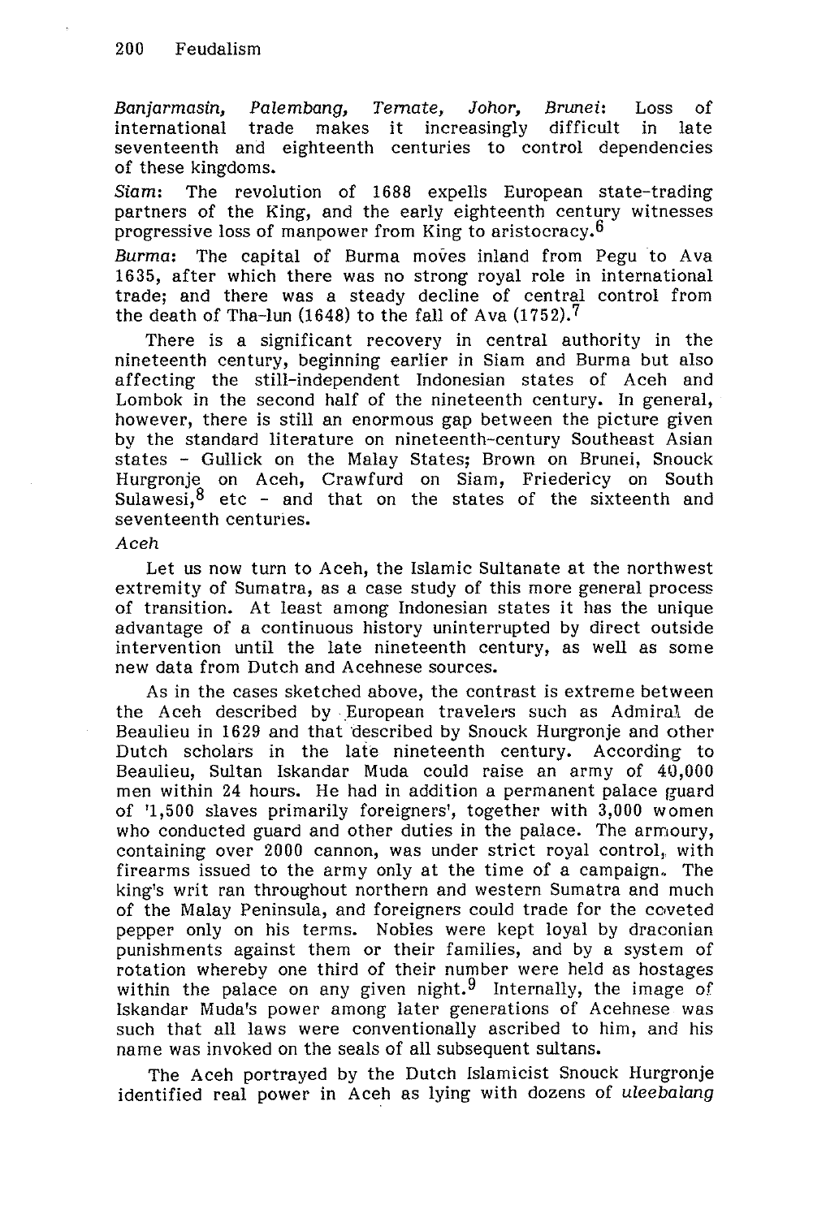*Banjarmasin, Palembang, Ternate, Johor, Brunei*: Loss of international trade makes it increasingly difficult in late seventeenth and eighteenth centuries to control dependencies of these kingdoms.

*Siam*: The revolution of 1688 expells European state-trading partners of the King, and the early eighteenth century witnesses progressive loss of manpower from King to aristocracy.[6]

*Burma*: The capital of Burma moves inland from Pegu to Ava 1635, after which there was no strong royal role in international trade; and there was a steady decline of central control from the death of Tha-lun (1648) to the fall of Ava (1752).[7]

There is a significant recovery in central authority in the nineteenth century, beginning earlier in Siam and Burma but also affecting the still-independent Indonesian states of Aceh and Lombok in the second half of the nineteenth century. In general, however, there is still an enormous gap between the picture given by the standard literature on nineteenth-century Southeast Asian states - Gullick on the Malay States; Brown on Brunei, Snouck Hurgronje on Aceh, Crawfurd on Siam, Friedericy on South Sulawesi,[8] etc - and that on the states of the sixteenth and seventeenth centuries.

*Aceh*

Let us now turn to Aceh, the Islamic Sultanate at the northwest extremity of Sumatra, as a case study of this more general process of transition. At least among Indonesian states it has the unique advantage of a continuous history uninterrupted by direct outside intervention until the late nineteenth century, as well as some new data from Dutch and Acehnese sources.

As in the cases sketched above, the contrast is extreme between the Aceh described by European travelers such as Admiral de Beaulieu in 1629 and that described by Snouck Hurgronje and other Dutch scholars in the late nineteenth century. According to Beaulieu, Sultan Iskandar Muda could raise an army of 40,000 men within 24 hours. He had in addition a permanent palace guard of '1,500 slaves primarily foreigners', together with 3,000 women who conducted guard and other duties in the palace. The armoury, containing over 2000 cannon, was under strict royal control, with firearms issued to the army only at the time of a campaign. The king's writ ran throughout northern and western Sumatra and much of the Malay Peninsula, and foreigners could trade for the coveted pepper only on his terms. Nobles were kept loyal by draconian punishments against them or their families, and by a system of rotation whereby one third of their number were held as hostages within the palace on any given night.[9] Internally, the image of Iskandar Muda's power among later generations of Acehnese was such that all laws were conventionally ascribed to him, and his name was invoked on the seals of all subsequent sultans.

The Aceh portrayed by the Dutch Islamicist Snouck Hurgronje identified real power in Aceh as lying with dozens of *uleebalang*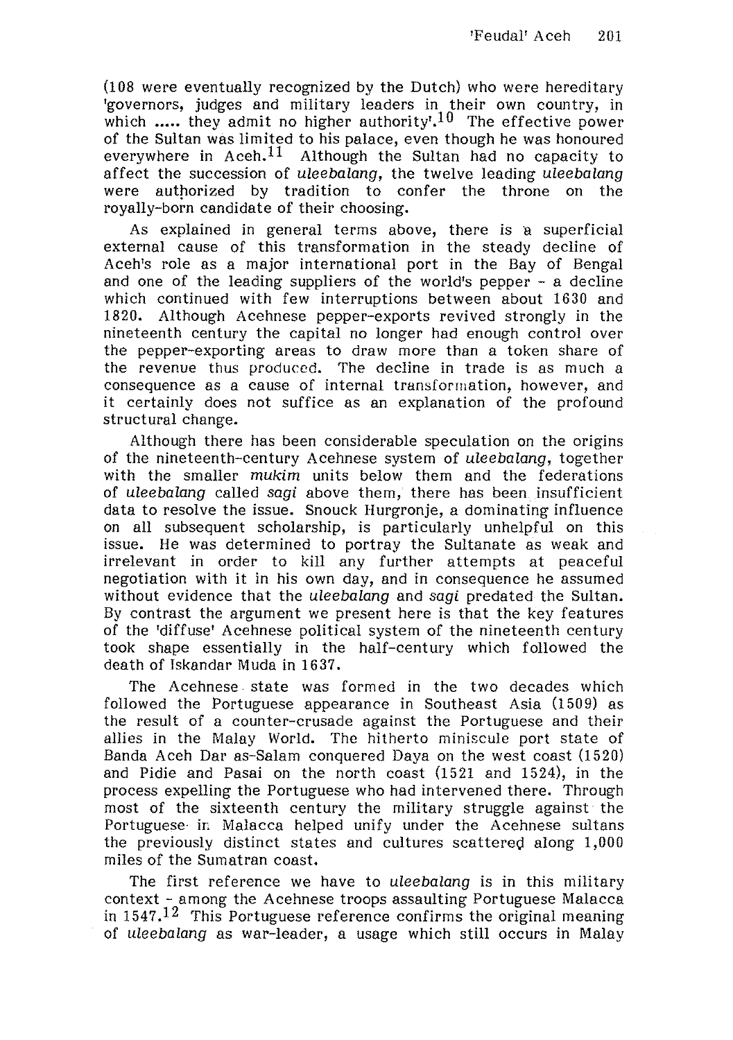(108 were eventually recognized by the Dutch) who were hereditary 'governors, judges and military leaders in their own country, in which ..... they admit no higher authority'.[10] The effective power of the Sultan was limited to his palace, even though he was honoured everywhere in Aceh.[11] Although the Sultan had no capacity to affect the succession of *uleebalang*, the twelve leading *uleebalang* were authorized by tradition to confer the throne on the royally-born candidate of their choosing.

As explained in general terms above, there is a superficial external cause of this transformation in the steady decline of Aceh's role as a major international port in the Bay of Bengal and one of the leading suppliers of the world's pepper - a decline which continued with few interruptions between about 1630 and 1820. Although Acehnese pepper-exports revived strongly in the nineteenth century the capital no longer had enough control over the pepper-exporting areas to draw more than a token share of the revenue thus produced. The decline in trade is as much a consequence as a cause of internal transformation, however, and it certainly does not suffice as an explanation of the profound structural change.

Although there has been considerable speculation on the origins of the nineteenth-century Acehnese system of *uleebalang*, together with the smaller *mukim* units below them and the federations of *uleebalang* called *sagi* above them, there has been insufficient data to resolve the issue. Snouck Hurgronje, a dominating influence on all subsequent scholarship, is particularly unhelpful on this issue. He was determined to portray the Sultanate as weak and irrelevant in order to kill any further attempts at peaceful negotiation with it in his own day, and in consequence he assumed without evidence that the *uleebalang* and *sagi* predated the Sultan. By contrast the argument we present here is that the key features of the 'diffuse' Acehnese political system of the nineteenth century took shape essentially in the half-century which followed the death of Iskandar Muda in 1637.

The Acehnese state was formed in the two decades which followed the Portuguese appearance in Southeast Asia (1509) as the result of a counter-crusade against the Portuguese and their allies in the Malay World. The hitherto miniscule port state of Banda Aceh Dar as-Salam conquered Daya on the west coast (1520) and Pidie and Pasai on the north coast (1521 and 1524), in the process expelling the Portuguese who had intervened there. Through most of the sixteenth century the military struggle against the Portuguese in Malacca helped unify under the Acehnese sultans the previously distinct states and cultures scattered along 1,000 miles of the Sumatran coast.

The first reference we have to *uleebalang* is in this military context - among the Acehnese troops assaulting Portuguese Malacca in 1547.[12] This Portuguese reference confirms the original meaning of *uleebalang* as war-leader, a usage which still occurs in Malay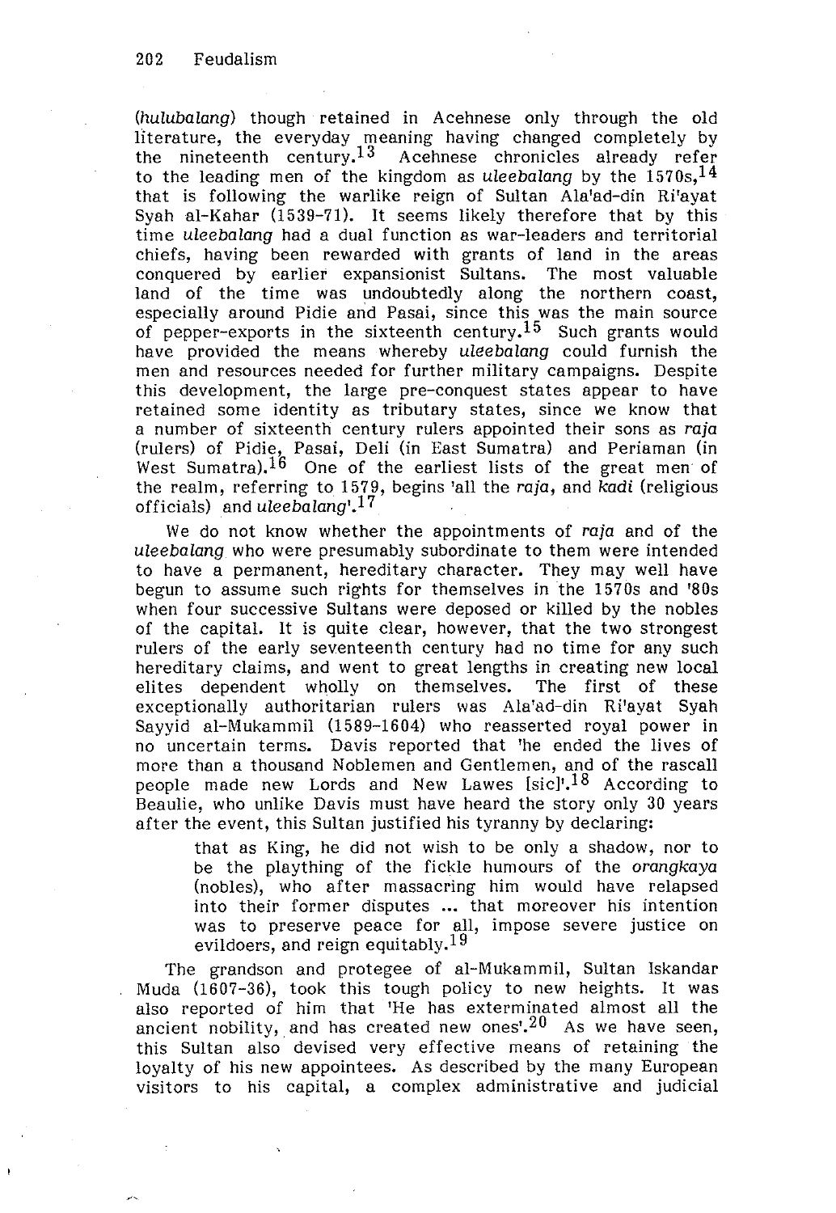(*hulubalang*) though retained in Acehnese only through the old literature, the everyday meaning having changed completely by the nineteenth century.[13] Acehnese chronicles already refer to the leading men of the kingdom as *uleebalang* by the 1570s,[14] that is following the warlike reign of Sultan Ala'ad-din Ri'ayat Syah al-Kahar (1539-71). It seems likely therefore that by this time *uleebalang* had a dual function as war-leaders and territorial chiefs, having been rewarded with grants of land in the areas conquered by earlier expansionist Sultans. The most valuable land of the time was undoubtedly along the northern coast, especially around Pidie and Pasai, since this was the main source of pepper-exports in the sixteenth century.[15] Such grants would have provided the means whereby *uleebalang* could furnish the men and resources needed for further military campaigns. Despite this development, the large pre-conquest states appear to have retained some identity as tributary states, since we know that a number of sixteenth century rulers appointed their sons as *raja* (rulers) of Pidie, Pasai, Deli (in East Sumatra) and Periaman (in West Sumatra).[16] One of the earliest lists of the great men of the realm, referring to 1579, begins 'all the *raja*, and *kadi* (religious officials) and *uleebalang*'.[17]

We do not know whether the appointments of *raja* and of the *uleebalang* who were presumably subordinate to them were intended to have a permanent, hereditary character. They may well have begun to assume such rights for themselves in the 1570s and '80s when four successive Sultans were deposed or killed by the nobles of the capital. It is quite clear, however, that the two strongest rulers of the early seventeenth century had no time for any such hereditary claims, and went to great lengths in creating new local elites dependent wholly on themselves. The first of these exceptionally authoritarian rulers was Ala'ad-din Ri'ayat Syah Sayyid al-Mukammil (1589-1604) who reasserted royal power in no uncertain terms. Davis reported that 'he ended the lives of more than a thousand Noblemen and Gentlemen, and of the rascall people made new Lords and New Lawes [sic]'.[18] According to Beaulie, who unlike Davis must have heard the story only 30 years after the event, this Sultan justified his tyranny by declaring:

> that as King, he did not wish to be only a shadow, nor to be the plaything of the fickle humours of the *orangkaya* (nobles), who after massacring him would have relapsed into their former disputes ... that moreover his intention was to preserve peace for all, impose severe justice on evildoers, and reign equitably.[19]

The grandson and protegee of al-Mukammil, Sultan Iskandar Muda (1607-36), took this tough policy to new heights. It was also reported of him that 'He has exterminated almost all the ancient nobility, and has created new ones'.[20] As we have seen, this Sultan also devised very effective means of retaining the loyalty of his new appointees. As described by the many European visitors to his capital, a complex administrative and judicial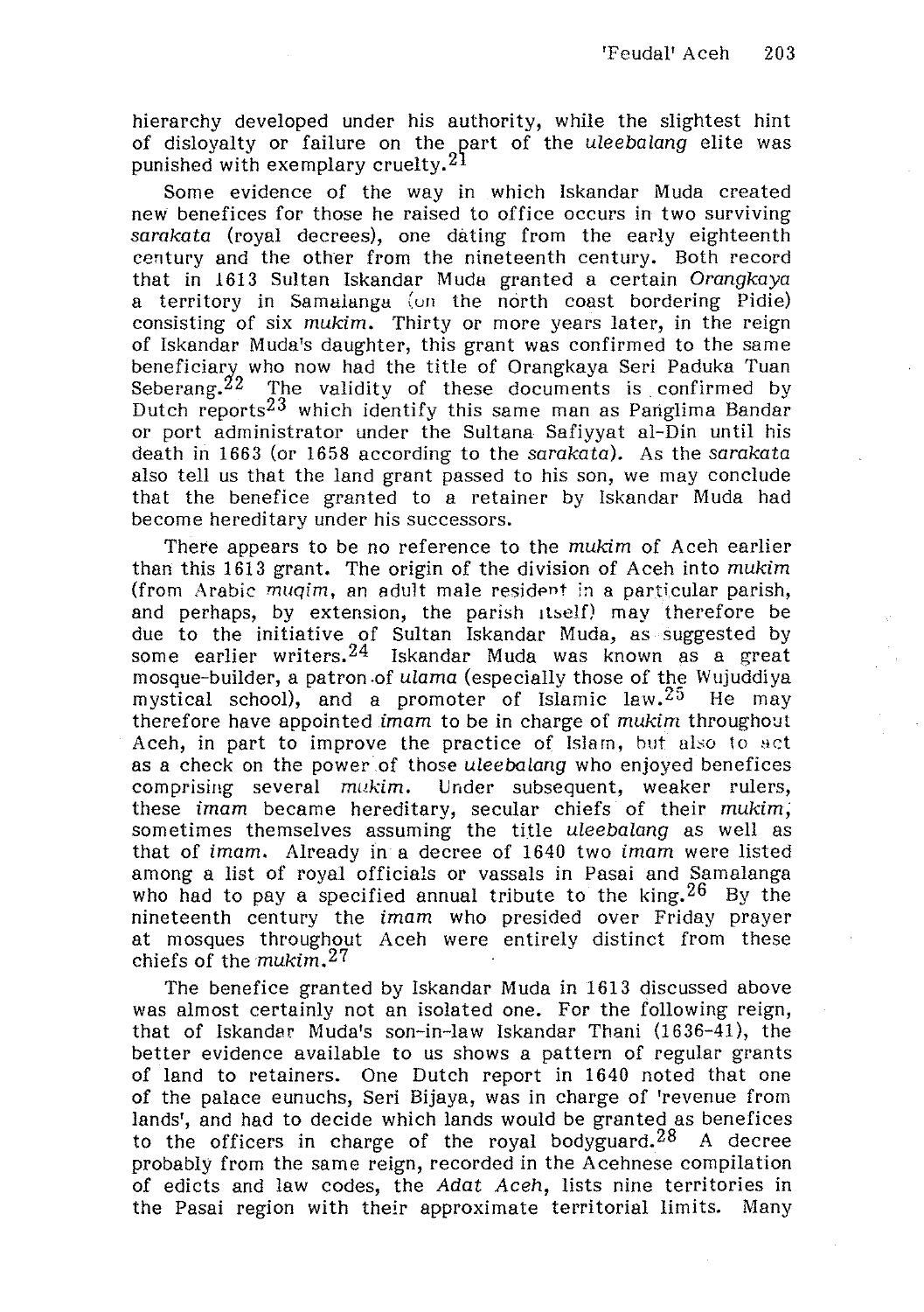hierarchy developed under his authority, while the slightest hint of disloyalty or failure on the part of the *uleebalang* elite was punished with exemplary cruelty.[21]

Some evidence of the way in which Iskandar Muda created new benefices for those he raised to office occurs in two surviving *sarakata* (royal decrees), one dating from the early eighteenth century and the other from the nineteenth century. Both record that in 1613 Sultan Iskandar Muda granted a certain *Orangkaya* a territory in Samalanga (on the north coast bordering Pidie) consisting of six *mukim*. Thirty or more years later, in the reign of Iskandar Muda's daughter, this grant was confirmed to the same beneficiary who now had the title of Orangkaya Seri Paduka Tuan Seberang.[22] The validity of these documents is confirmed by Dutch reports[23] which identify this same man as Panglima Bandar or port administrator under the Sultana Safiyyat al-Din until his death in 1663 (or 1658 according to the *sarakata*). As the *sarakata* also tell us that the land grant passed to his son, we may conclude that the benefice granted to a retainer by Iskandar Muda had become hereditary under his successors.

There appears to be no reference to the *mukim* of Aceh earlier than this 1613 grant. The origin of the division of Aceh into *mukim* (from Arabic *muqim*, an adult male resident in a particular parish, and perhaps, by extension, the parish itself) may therefore be due to the initiative of Sultan Iskandar Muda, as suggested by some earlier writers.[24] Iskandar Muda was known as a great mosque-builder, a patron of *ulama* (especially those of the Wujuddiya mystical school), and a promoter of Islamic law.[25] He may therefore have appointed *imam* to be in charge of *mukim* throughout Aceh, in part to improve the practice of Islam, but also to act as a check on the power of those *uleebalang* who enjoyed benefices comprising several *mukim*. Under subsequent, weaker rulers, these *imam* became hereditary, secular chiefs of their *mukim*, sometimes themselves assuming the title *uleebalang* as well as that of *imam*. Already in a decree of 1640 two *imam* were listed among a list of royal officials or vassals in Pasai and Samalanga who had to pay a specified annual tribute to the king.[26] By the nineteenth century the *imam* who presided over Friday prayer at mosques throughout Aceh were entirely distinct from these chiefs of the *mukim*.[27]

The benefice granted by Iskandar Muda in 1613 discussed above was almost certainly not an isolated one. For the following reign, that of Iskander Muda's son-in-law Iskandar Thani (1636–41), the better evidence available to us shows a pattern of regular grants of land to retainers. One Dutch report in 1640 noted that one of the palace eunuchs, Seri Bijaya, was in charge of 'revenue from lands', and had to decide which lands would be granted as benefices to the officers in charge of the royal bodyguard.[28] A decree probably from the same reign, recorded in the Acehnese compilation of edicts and law codes, the *Adat Aceh*, lists nine territories in the Pasai region with their approximate territorial limits. Many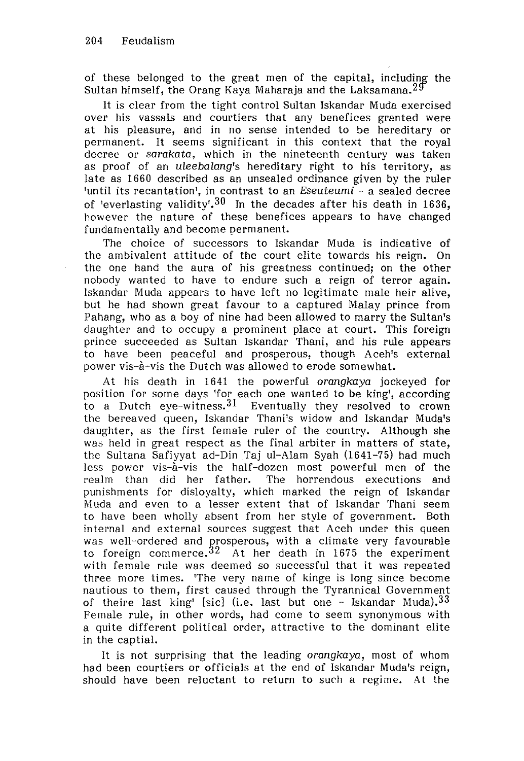of these belonged to the great men of the capital, including the Sultan himself, the Orang Kaya Maharaja and the Laksamana.[29]

It is clear from the tight control Sultan Iskandar Muda exercised over his vassals and courtiers that any benefices granted were at his pleasure, and in no sense intended to be hereditary or permanent. It seems significant in this context that the royal decree or *sarakata*, which in the nineteenth century was taken as proof of an *uleebalang*'s hereditary right to his territory, as late as 1660 described as an unsealed ordinance given by the ruler 'until its recantation', in contrast to an *Eseuteumi* - a sealed decree of 'everlasting validity'.[30] In the decades after his death in 1636, however the nature of these benefices appears to have changed fundamentally and become permanent.

The choice of successors to Iskandar Muda is indicative of the ambivalent attitude of the court elite towards his reign. On the one hand the aura of his greatness continued; on the other nobody wanted to have to endure such a reign of terror again. Iskandar Muda appears to have left no legitimate male heir alive, but he had shown great favour to a captured Malay prince from Pahang, who as a boy of nine had been allowed to marry the Sultan's daughter and to occupy a prominent place at court. This foreign prince succeeded as Sultan Iskandar Thani, and his rule appears to have been peaceful and prosperous, though Aceh's external power vis-à-vis the Dutch was allowed to erode somewhat.

At his death in 1641 the powerful *orangkaya* jockeyed for position for some days 'for each one wanted to be king', according to a Dutch eye-witness.[31] Eventually they resolved to crown the bereaved queen, Iskandar Thani's widow and Iskandar Muda's daughter, as the first female ruler of the country. Although she was held in great respect as the final arbiter in matters of state, the Sultana Safiyyat ad-Din Taj ul-Alam Syah (1641-75) had much less power vis-à-vis the half-dozen most powerful men of the realm than did her father. The horrendous executions and punishments for disloyalty, which marked the reign of Iskandar Muda and even to a lesser extent that of Iskandar Thani seem to have been wholly absent from her style of government. Both internal and external sources suggest that Aceh under this queen was well-ordered and prosperous, with a climate very favourable to foreign commerce.[32] At her death in 1675 the experiment with female rule was deemed so successful that it was repeated three more times. 'The very name of kinge is long since become nautious to them, first caused through the Tyrannical Government of theire last king' [sic] (i.e. last but one - Iskandar Muda).[33] Female rule, in other words, had come to seem synonymous with a quite different political order, attractive to the dominant elite in the captial.

It is not surprising that the leading *orangkaya*, most of whom had been courtiers or officials at the end of Iskandar Muda's reign, should have been reluctant to return to such a regime. At the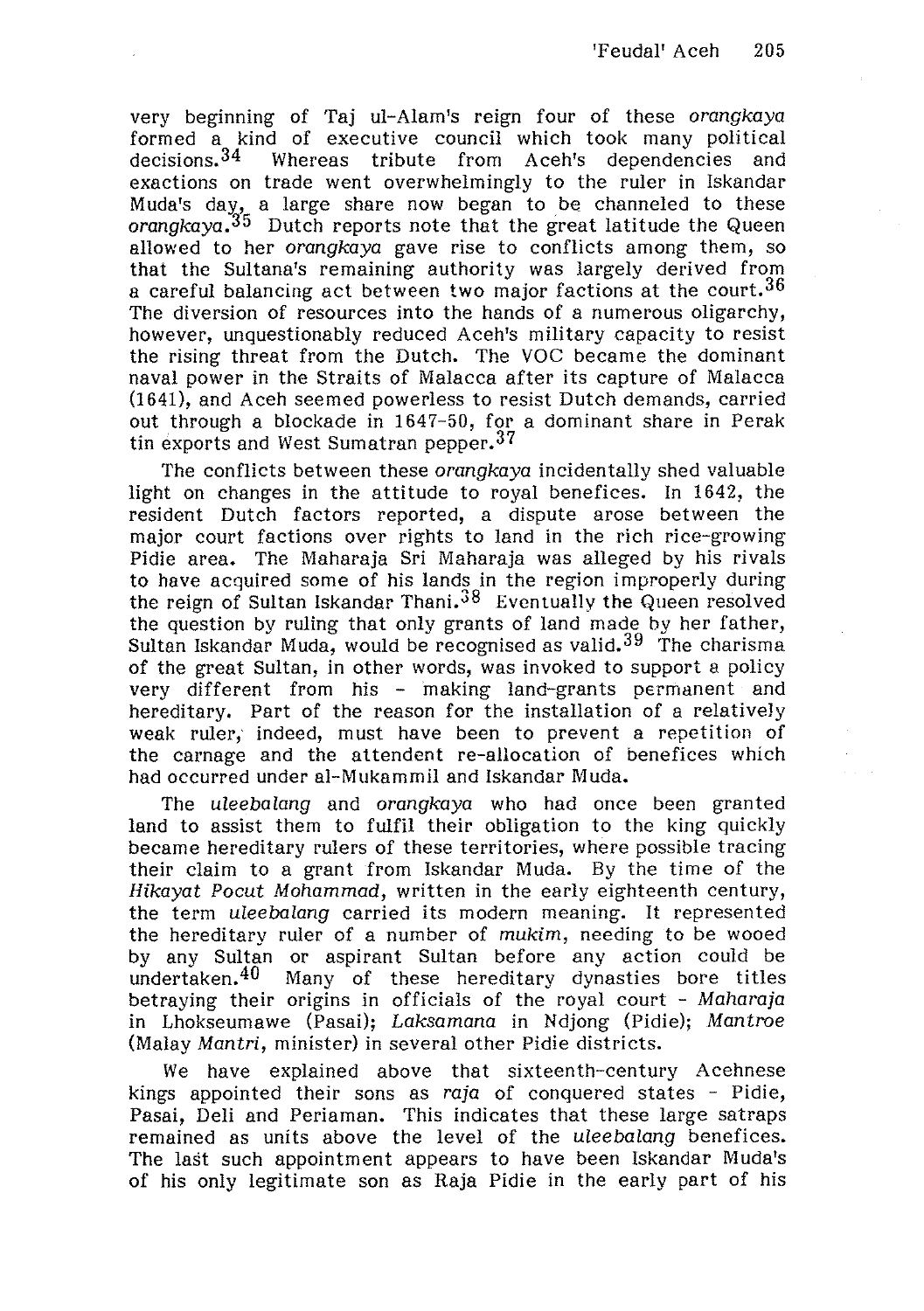very beginning of Taj ul-Alam's reign four of these *orangkaya* formed a kind of executive council which took many political decisions.[34] Whereas tribute from Aceh's dependencies and exactions on trade went overwhelmingly to the ruler in Iskandar Muda's day, a large share now began to be channeled to these *orangkaya*.[35] Dutch reports note that the great latitude the Queen allowed to her *orangkaya* gave rise to conflicts among them, so that the Sultana's remaining authority was largely derived from a careful balancing act between two major factions at the court.[36] The diversion of resources into the hands of a numerous oligarchy, however, unquestionably reduced Aceh's military capacity to resist the rising threat from the Dutch. The VOC became the dominant naval power in the Straits of Malacca after its capture of Malacca (1641), and Aceh seemed powerless to resist Dutch demands, carried out through a blockade in 1647-50, for a dominant share in Perak tin exports and West Sumatran pepper.[37]

The conflicts between these *orangkaya* incidentally shed valuable light on changes in the attitude to royal benefices. In 1642, the resident Dutch factors reported, a dispute arose between the major court factions over rights to land in the rich rice-growing Pidie area. The Maharaja Sri Maharaja was alleged by his rivals to have acquired some of his lands in the region improperly during the reign of Sultan Iskandar Thani.[38] Eventually the Queen resolved the question by ruling that only grants of land made by her father, Sultan Iskandar Muda, would be recognised as valid.[39] The charisma of the great Sultan, in other words, was invoked to support a policy very different from his - making land-grants permanent and hereditary. Part of the reason for the installation of a relatively weak ruler, indeed, must have been to prevent a repetition of the carnage and the attendent re-allocation of benefices which had occurred under al-Mukammil and Iskandar Muda.

The *uleebalang* and *orangkaya* who had once been granted land to assist them to fulfil their obligation to the king quickly became hereditary rulers of these territories, where possible tracing their claim to a grant from Iskandar Muda. By the time of the *Hikayat Pocut Mohammad*, written in the early eighteenth century, the term *uleebalang* carried its modern meaning. It represented the hereditary ruler of a number of *mukim*, needing to be wooed by any Sultan or aspirant Sultan before any action could be undertaken.[40] Many of these hereditary dynasties bore titles betraying their origins in officials of the royal court - *Maharaja* in Lhokseumawe (Pasai); *Laksamana* in Ndjong (Pidie); *Mantroe* (Malay *Mantri*, minister) in several other Pidie districts.

We have explained above that sixteenth-century Acehnese kings appointed their sons as *raja* of conquered states - Pidie, Pasai, Deli and Periaman. This indicates that these large satraps remained as units above the level of the *uleebalang* benefices. The last such appointment appears to have been Iskandar Muda's of his only legitimate son as Raja Pidie in the early part of his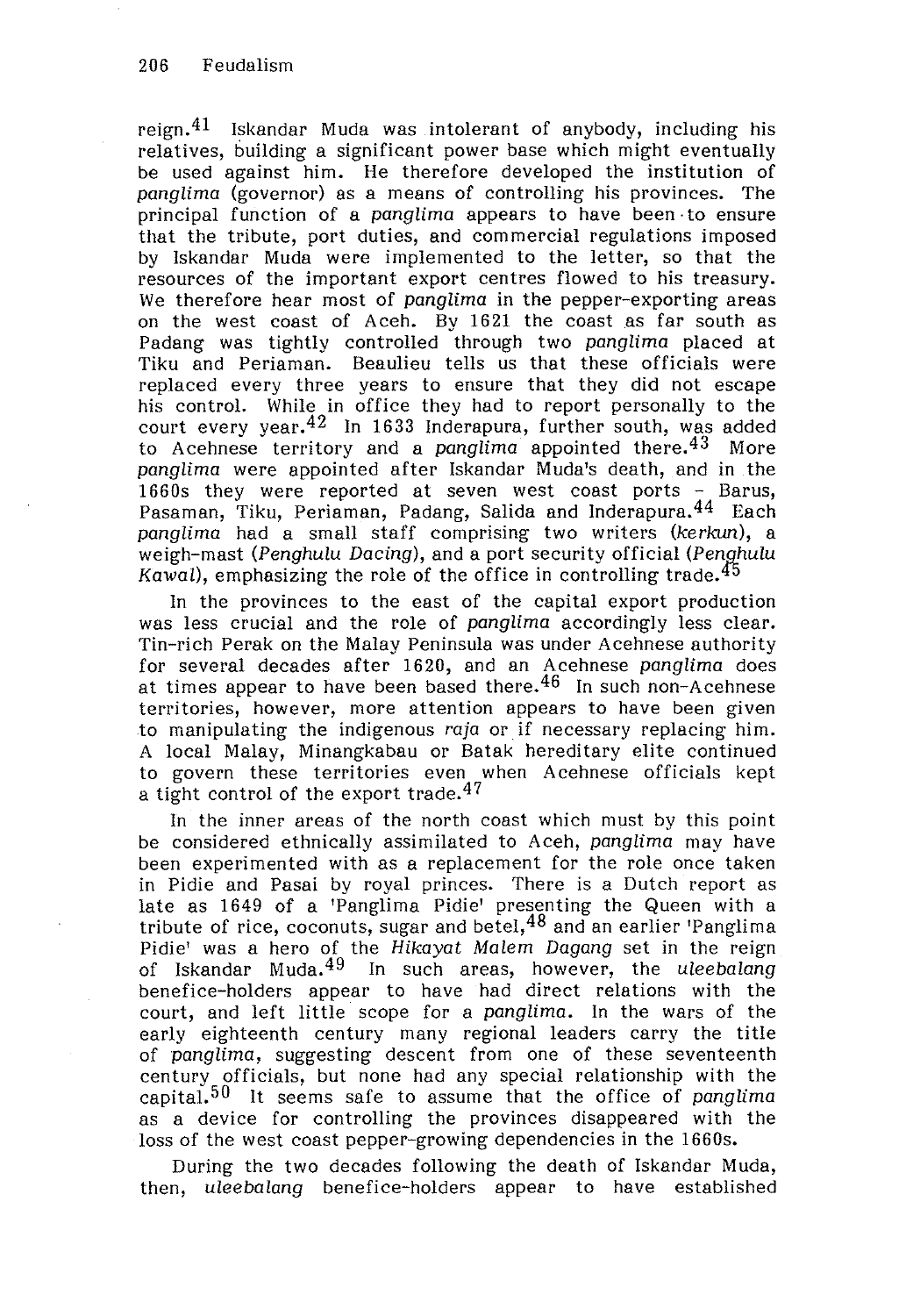reign.[41] Iskandar Muda was intolerant of anybody, including his relatives, building a significant power base which might eventually be used against him. He therefore developed the institution of *panglima* (governor) as a means of controlling his provinces. The principal function of a *panglima* appears to have been to ensure that the tribute, port duties, and commercial regulations imposed by Iskandar Muda were implemented to the letter, so that the resources of the important export centres flowed to his treasury. We therefore hear most of *panglima* in the pepper-exporting areas on the west coast of Aceh. By 1621 the coast as far south as Padang was tightly controlled through two *panglima* placed at Tiku and Periaman. Beaulieu tells us that these officials were replaced every three years to ensure that they did not escape his control. While in office they had to report personally to the court every year.[42] In 1633 Inderapura, further south, was added to Acehnese territory and a *panglima* appointed there.[43] More *panglima* were appointed after Iskandar Muda's death, and in the 1660s they were reported at seven west coast ports – Barus, Pasaman, Tiku, Periaman, Padang, Salida and Inderapura.[44] Each *panglima* had a small staff comprising two writers (*kerkun*), a weigh-mast (*Penghulu Dacing*), and a port security official (*Penghulu Kawal*), emphasizing the role of the office in controlling trade.[45]

In the provinces to the east of the capital export production was less crucial and the role of *panglima* accordingly less clear. Tin-rich Perak on the Malay Peninsula was under Acehnese authority for several decades after 1620, and an Acehnese *panglima* does at times appear to have been based there.[46] In such non-Acehnese territories, however, more attention appears to have been given to manipulating the indigenous *raja* or if necessary replacing him. A local Malay, Minangkabau or Batak hereditary elite continued to govern these territories even when Acehnese officials kept a tight control of the export trade.[47]

In the inner areas of the north coast which must by this point be considered ethnically assimilated to Aceh, *panglima* may have been experimented with as a replacement for the role once taken in Pidie and Pasai by royal princes. There is a Dutch report as late as 1649 of a 'Panglima Pidie' presenting the Queen with a tribute of rice, coconuts, sugar and betel,[48] and an earlier 'Panglima Pidie' was a hero of the *Hikayat Malem Dagang* set in the reign of Iskandar Muda.[49] In such areas, however, the *uleebalang* benefice-holders appear to have had direct relations with the court, and left little scope for a *panglima*. In the wars of the early eighteenth century many regional leaders carry the title of *panglima*, suggesting descent from one of these seventeenth century officials, but none had any special relationship with the capital.[50] It seems safe to assume that the office of *panglima* as a device for controlling the provinces disappeared with the loss of the west coast pepper-growing dependencies in the 1660s.

During the two decades following the death of Iskandar Muda, then, *uleebalang* benefice-holders appear to have established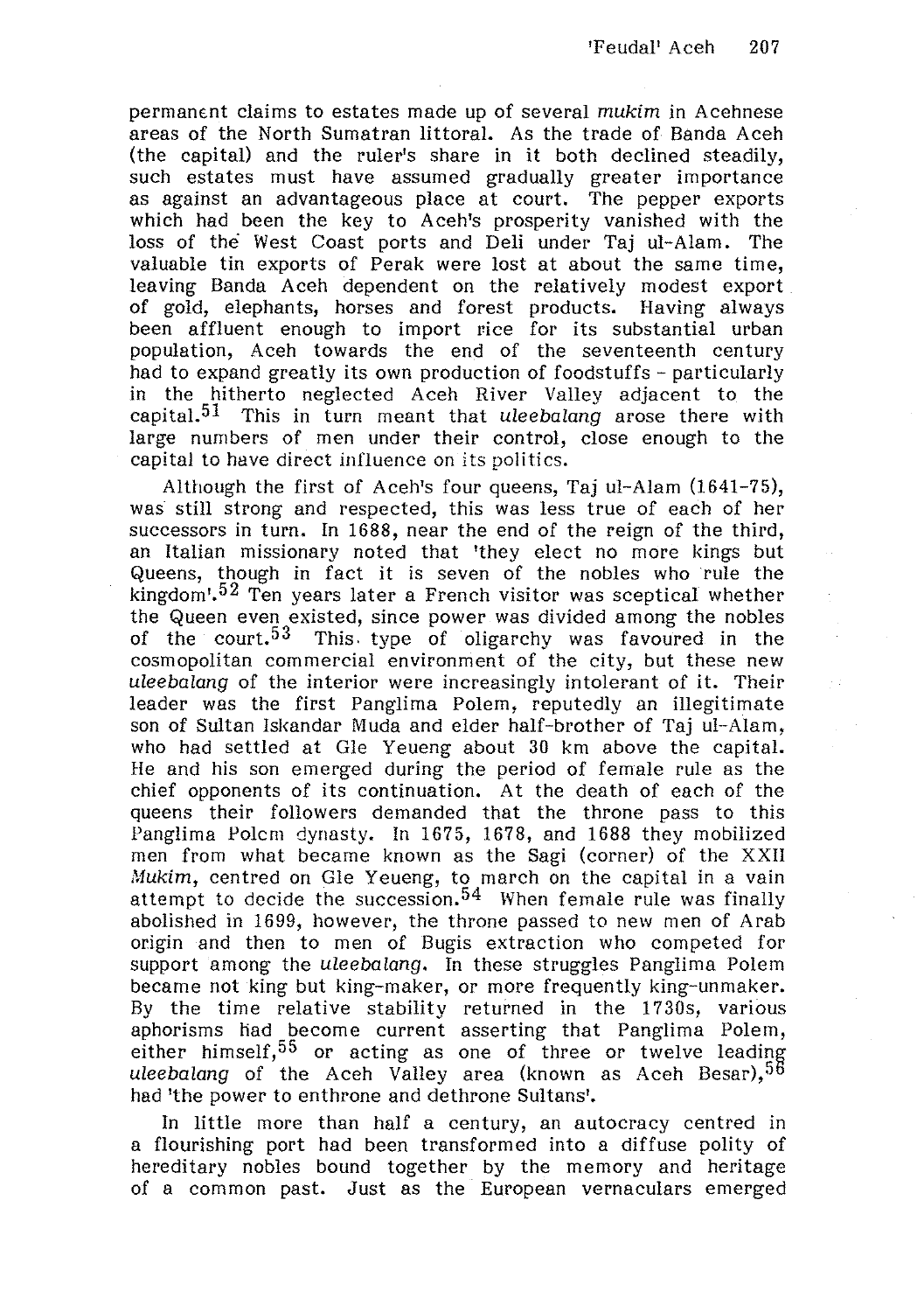permanent claims to estates made up of several *mukim* in Acehnese areas of the North Sumatran littoral. As the trade of Banda Aceh (the capital) and the ruler's share in it both declined steadily, such estates must have assumed gradually greater importance as against an advantageous place at court. The pepper exports which had been the key to Aceh's prosperity vanished with the loss of the West Coast ports and Deli under Taj ul-Alam. The valuable tin exports of Perak were lost at about the same time, leaving Banda Aceh dependent on the relatively modest export of gold, elephants, horses and forest products. Having always been affluent enough to import rice for its substantial urban population, Aceh towards the end of the seventeenth century had to expand greatly its own production of foodstuffs - particularly in the hitherto neglected Aceh River Valley adjacent to the capital.[51] This in turn meant that *uleebalang* arose there with large numbers of men under their control, close enough to the capital to have direct influence on its politics.

Although the first of Aceh's four queens, Taj ul-Alam (1641-75), was still strong and respected, this was less true of each of her successors in turn. In 1688, near the end of the reign of the third, an Italian missionary noted that 'they elect no more kings but Queens, though in fact it is seven of the nobles who rule the kingdom'.[52] Ten years later a French visitor was sceptical whether the Queen even existed, since power was divided among the nobles of the court.[53] This type of oligarchy was favoured in the cosmopolitan commercial environment of the city, but these new *uleebalang* of the interior were increasingly intolerant of it. Their leader was the first Panglima Polem, reputedly an illegitimate son of Sultan Iskandar Muda and elder half-brother of Taj ul-Alam, who had settled at Gle Yeueng about 30 km above the capital. He and his son emerged during the period of female rule as the chief opponents of its continuation. At the death of each of the queens their followers demanded that the throne pass to this Panglima Polem dynasty. In 1675, 1678, and 1688 they mobilized men from what became known as the Sagi (corner) of the XXII *Mukim*, centred on Gle Yeueng, to march on the capital in a vain attempt to decide the succession.[54] When female rule was finally abolished in 1699, however, the throne passed to new men of Arab origin and then to men of Bugis extraction who competed for support among the *uleebalang*. In these struggles Panglima Polem became not king but king-maker, or more frequently king-unmaker. By the time relative stability returned in the 1730s, various aphorisms had become current asserting that Panglima Polem, either himself,[55] or acting as one of three or twelve leading *uleebalang* of the Aceh Valley area (known as Aceh Besar),[56] had 'the power to enthrone and dethrone Sultans'.

In little more than half a century, an autocracy centred in a flourishing port had been transformed into a diffuse polity of hereditary nobles bound together by the memory and heritage of a common past. Just as the European vernaculars emerged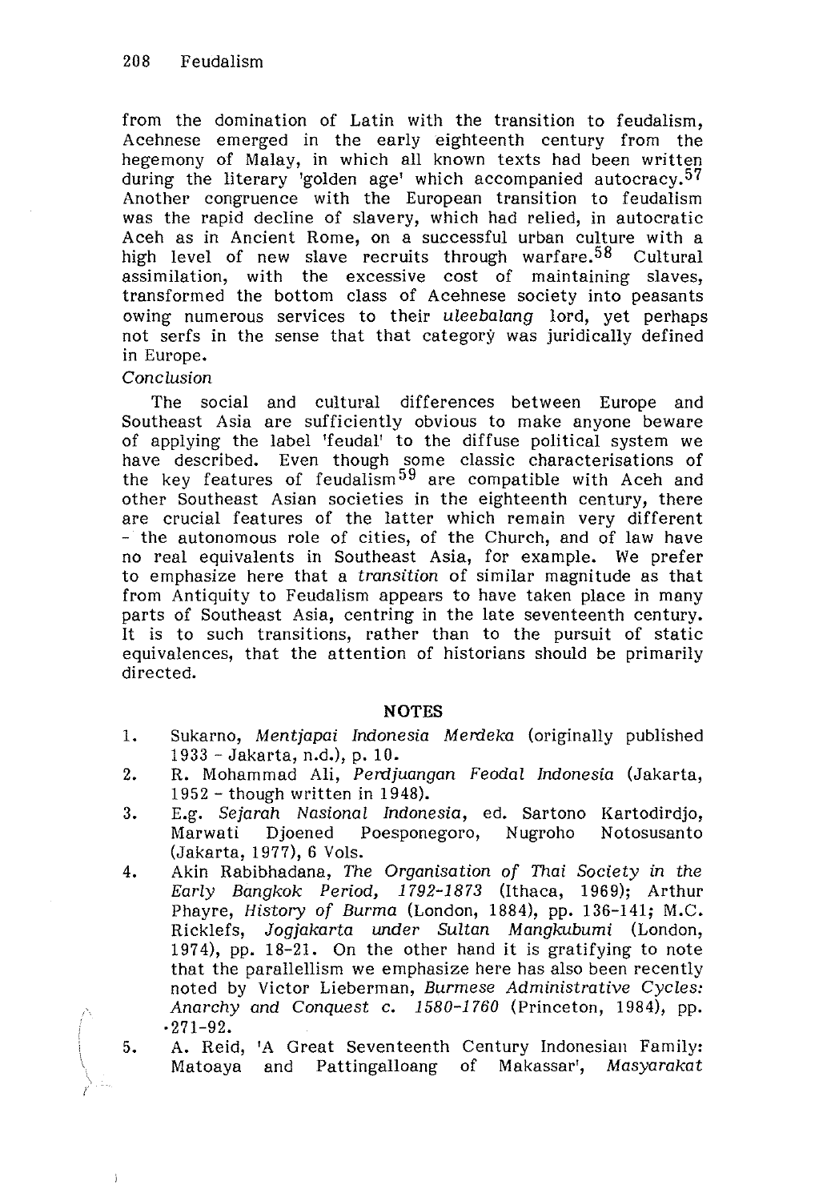from the domination of Latin with the transition to feudalism, Acehnese emerged in the early eighteenth century from the hegemony of Malay, in which all known texts had been written during the literary 'golden age' which accompanied autocracy.[57] Another congruence with the European transition to feudalism was the rapid decline of slavery, which had relied, in autocratic Aceh as in Ancient Rome, on a successful urban culture with a high level of new slave recruits through warfare.[58] Cultural assimilation, with the excessive cost of maintaining slaves, transformed the bottom class of Acehnese society into peasants owing numerous services to their *uleebalang* lord, yet perhaps not serfs in the sense that that category was juridically defined in Europe.

*Conclusion*

The social and cultural differences between Europe and Southeast Asia are sufficiently obvious to make anyone beware of applying the label 'feudal' to the diffuse political system we have described. Even though some classic characterisations of the key features of feudalism[59] are compatible with Aceh and other Southeast Asian societies in the eighteenth century, there are crucial features of the latter which remain very different - the autonomous role of cities, of the Church, and of law have no real equivalents in Southeast Asia, for example. We prefer to emphasize here that a *transition* of similar magnitude as that from Antiquity to Feudalism appears to have taken place in many parts of Southeast Asia, centring in the late seventeenth century. It is to such transitions, rather than to the pursuit of static equivalences, that the attention of historians should be primarily directed.

## NOTES

1. Sukarno, *Mentjapai Indonesia Merdeka* (originally published 1933 - Jakarta, n.d.), p. 10.
2. R. Mohammad Ali, *Perdjuangan Feodal Indonesia* (Jakarta, 1952 - though written in 1948).
3. E.g. *Sejarah Nasional Indonesia*, ed. Sartono Kartodirdjo, Marwati Djoened Poesponegoro, Nugroho Notosusanto (Jakarta, 1977), 6 Vols.
4. Akin Rabibhadana, *The Organisation of Thai Society in the Early Bangkok Period, 1792-1873* (Ithaca, 1969); Arthur Phayre, *History of Burma* (London, 1884), pp. 136-141; M.C. Ricklefs, *Jogjakarta under Sultan Mangkubumi* (London, 1974), pp. 18-21. On the other hand it is gratifying to note that the parallellism we emphasize here has also been recently noted by Victor Lieberman, *Burmese Administrative Cycles: Anarchy and Conquest c. 1580-1760* (Princeton, 1984), pp. 271-92.
5. A. Reid, 'A Great Seventeenth Century Indonesian Family: Matoaya and Pattingalloang of Makassar', *Masyarakat*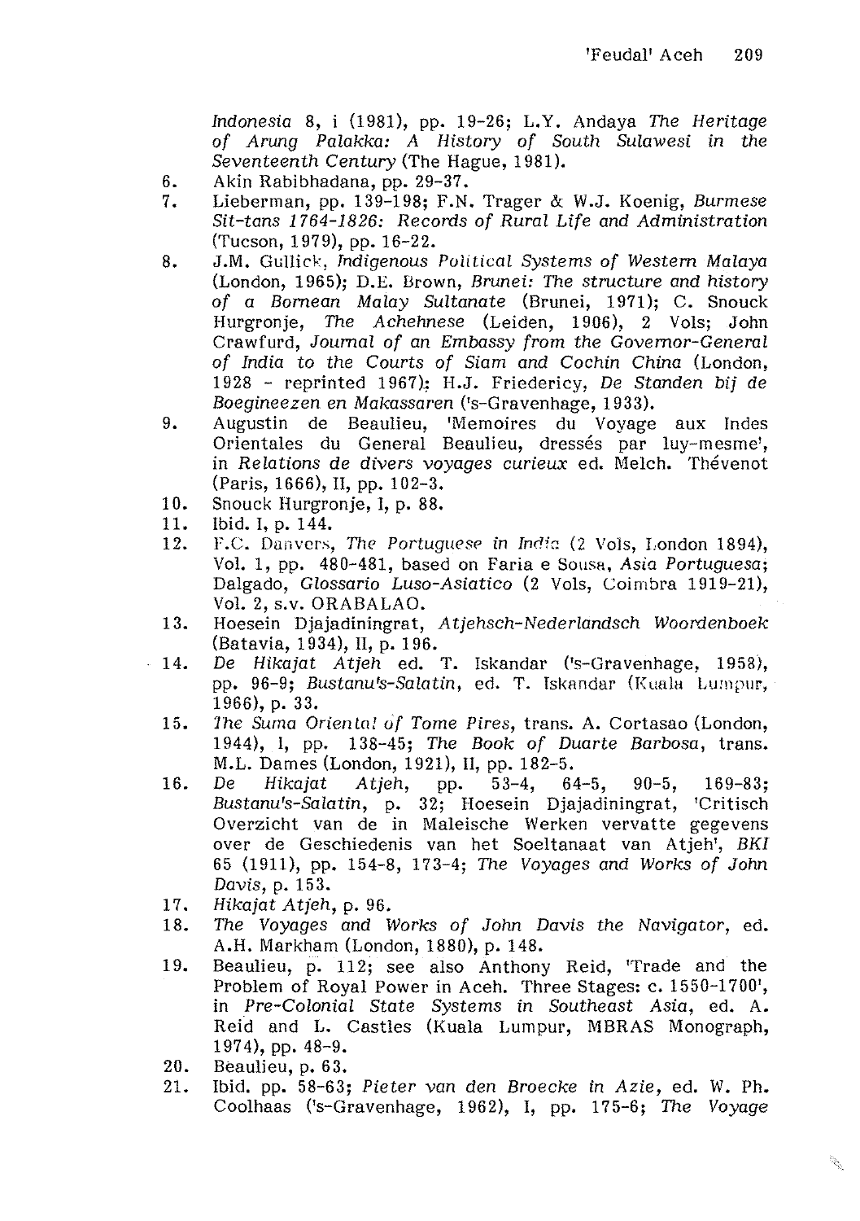*Indonesia* 8, i (1981), pp. 19-26; L.Y. Andaya *The Heritage of Arung Palakka: A History of South Sulawesi in the Seventeenth Century* (The Hague, 1981).

6. Akin Rabibhadana, pp. 29-37.
7. Lieberman, pp. 139-198; F.N. Trager & W.J. Koenig, *Burmese Sit-tans 1764-1826: Records of Rural Life and Administration* (Tucson, 1979), pp. 16-22.
8. J.M. Gullick, *Indigenous Political Systems of Western Malaya* (London, 1965); D.E. Brown, *Brunei: The structure and history of a Bornean Malay Sultanate* (Brunei, 1971); C. Snouck Hurgronje, *The Achehnese* (Leiden, 1906), 2 Vols; John Crawfurd, *Journal of an Embassy from the Governor-General of India to the Courts of Siam and Cochin China* (London, 1928 - reprinted 1967); H.J. Friedericy, *De Standen bij de Boegineezen en Makassaren* ('s-Gravenhage, 1933).
9. Augustin de Beaulieu, 'Memoires du Voyage aux Indes Orientales du General Beaulieu, dressés par luy-mesme', in *Relations de divers voyages curieux* ed. Melch. Thévenot (Paris, 1666), II, pp. 102-3.
10. Snouck Hurgronje, I, p. 88.
11. Ibid. I, p. 144.
12. F.C. Danvers, *The Portuguese in India* (2 Vols, London 1894), Vol. 1, pp. 480-481, based on Faria e Sousa, *Asia Portuguesa*; Dalgado, *Glossario Luso-Asiatico* (2 Vols, Coimbra 1919-21), Vol. 2, s.v. ORABALAO.
13. Hoesein Djajadiningrat, *Atjehsch-Nederlandsch Woordenboek* (Batavia, 1934), II, p. 196.
14. *De Hikajat Atjeh* ed. T. Iskandar ('s-Gravenhage, 1958), pp. 96-9; *Bustanu's-Salatin*, ed. T. Iskandar (Kuala Lumpur, 1966), p. 33.
15. *The Suma Oriental of Tome Pires*, trans. A. Cortasao (London, 1944), I, pp. 138-45; *The Book of Duarte Barbosa*, trans. M.L. Dames (London, 1921), II, pp. 182-5.
16. *De Hikajat Atjeh*, pp. 53-4, 64-5, 90-5, 169-83; *Bustanu's-Salatin*, p. 32; Hoesein Djajadiningrat, 'Critisch Overzicht van de in Maleische Werken vervatte gegevens over de Geschiedenis van het Soeltanaat van Atjeh', *BKI* 65 (1911), pp. 154-8, 173-4; *The Voyages and Works of John Davis*, p. 153.
17. *Hikajat Atjeh*, p. 96.
18. *The Voyages and Works of John Davis the Navigator*, ed. A.H. Markham (London, 1880), p. 148.
19. Beaulieu, p. 112; see also Anthony Reid, 'Trade and the Problem of Royal Power in Aceh. Three Stages: c. 1550-1700', in *Pre-Colonial State Systems in Southeast Asia*, ed. A. Reid and L. Castles (Kuala Lumpur, MBRAS Monograph, 1974), pp. 48-9.
20. Beaulieu, p. 63.
21. Ibid. pp. 58-63; *Pieter van den Broecke in Azie*, ed. W. Ph. Coolhaas ('s-Gravenhage, 1962), I, pp. 175-6; *The Voyage*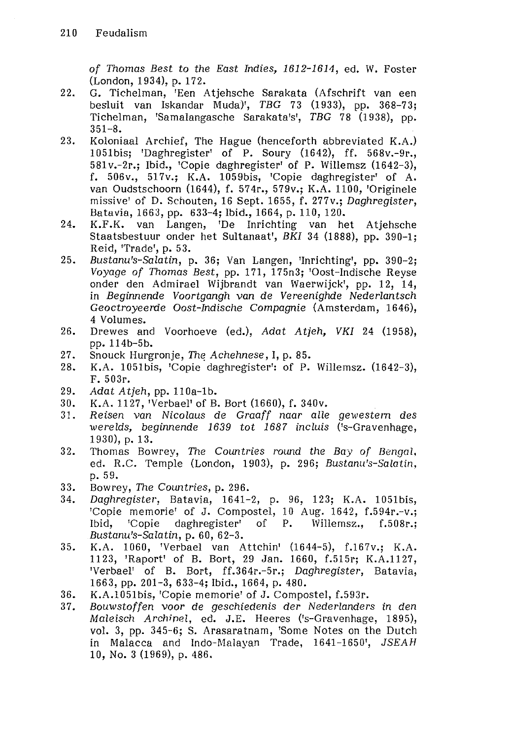*of Thomas Best to the East Indies, 1612-1614*, ed. W. Foster (London, 1934), p. 172.

22. G. Tichelman, 'Een Atjehsche Sarakata (Afschrift van een besluit van Iskandar Muda)', *TBG* 73 (1933), pp. 368-73; Tichelman, 'Samalangasche Sarakata's', *TBG* 78 (1938), pp. 351-8.
23. Koloniaal Archief, The Hague (henceforth abbreviated K.A.) 1051bis; 'Daghregister' of P. Soury (1642), ff. 568v.-9r., 581v.-2r.; Ibid., 'Copie daghregister' of P. Willemsz (1642-3), f. 506v., 517v.; K.A. 1059bis, 'Copie daghregister' of A. van Oudstschoorn (1644), f. 574r., 579v.; K.A. 1100, 'Originele missive' of D. Schouten, 16 Sept. 1655, f. 277v.; *Daghregister*, Batavia, 1663, pp. 633-4; Ibid., 1664, p. 110, 120.
24. K.F.K. van Langen, 'De Inrichting van het Atjehsche Staatsbestuur onder het Sultanaat', *BKI* 34 (1888), pp. 390-1; Reid, 'Trade', p. 53.
25. *Bustanu's-Salatin*, p. 36; Van Langen, 'Inrichting', pp. 390-2; *Voyage of Thomas Best*, pp. 171, 175n3; 'Oost-Indische Reyse onder den Admirael Wijbrandt van Waerwijck', pp. 12, 14, in *Beginnende Voortgangh van de Vereenighde Nederlantsch Geoctroyeerde Oost-Indische Compagnie* (Amsterdam, 1646), 4 Volumes.
26. Drewes and Voorhoeve (ed.), *Adat Atjeh*, *VKI* 24 (1958), pp. 114b-5b.
27. Snouck Hurgronje, *The Achehnese*, I, p. 85.
28. K.A. 1051bis, 'Copie daghregister': of P. Willemsz. (1642-3), F. 503r.
29. *Adat Atjeh*, pp. 110a-1b.
30. K.A. 1127, 'Verbael' of B. Bort (1660), f. 340v.
31. *Reisen van Nicolaus de Graaff naar alle gewestern des werelds, beginnende 1639 tot 1687 incluis* ('s-Gravenhage, 1930), p. 13.
32. Thomas Bowrey, *The Countries round the Bay of Bengal*, ed. R.C. Temple (London, 1903), p. 296; *Bustanu's-Salatin*, p. 59.
33. Bowrey, *The Countries*, p. 296.
34. *Daghregister*, Batavia, 1641-2, p. 96, 123; K.A. 1051bis, 'Copie memorie' of J. Compostel, 10 Aug. 1642, f.594r.-v.; Ibid, 'Copie daghregister' of P. Willemsz., f.508r.; *Bustanu's-Salatin*, p. 60, 62-3.
35. K.A. 1060, 'Verbael van Attchin' (1644-5), f.167v.; K.A. 1123, 'Raport' of B. Bort, 29 Jan. 1660, f.515r; K.A.1127, 'Verbael' of B. Bort, ff.364r.-5r.; *Daghregister*, Batavia, 1663, pp. 201-3, 633-4; Ibid., 1664, p. 480.
36. K.A.1051bis, 'Copie memorie' of J. Compostel, f.593r.
37. *Bouwstoffen voor de geschiedenis der Nederlanders in den Maleisch Archipel*, ed. J.E. Heeres ('s-Gravenhage, 1895), vol. 3, pp. 345-6; S. Arasaratnam, 'Some Notes on the Dutch in Malacca and Indo-Malayan Trade, 1641-1650', *JSEAH* 10, No. 3 (1969), p. 486.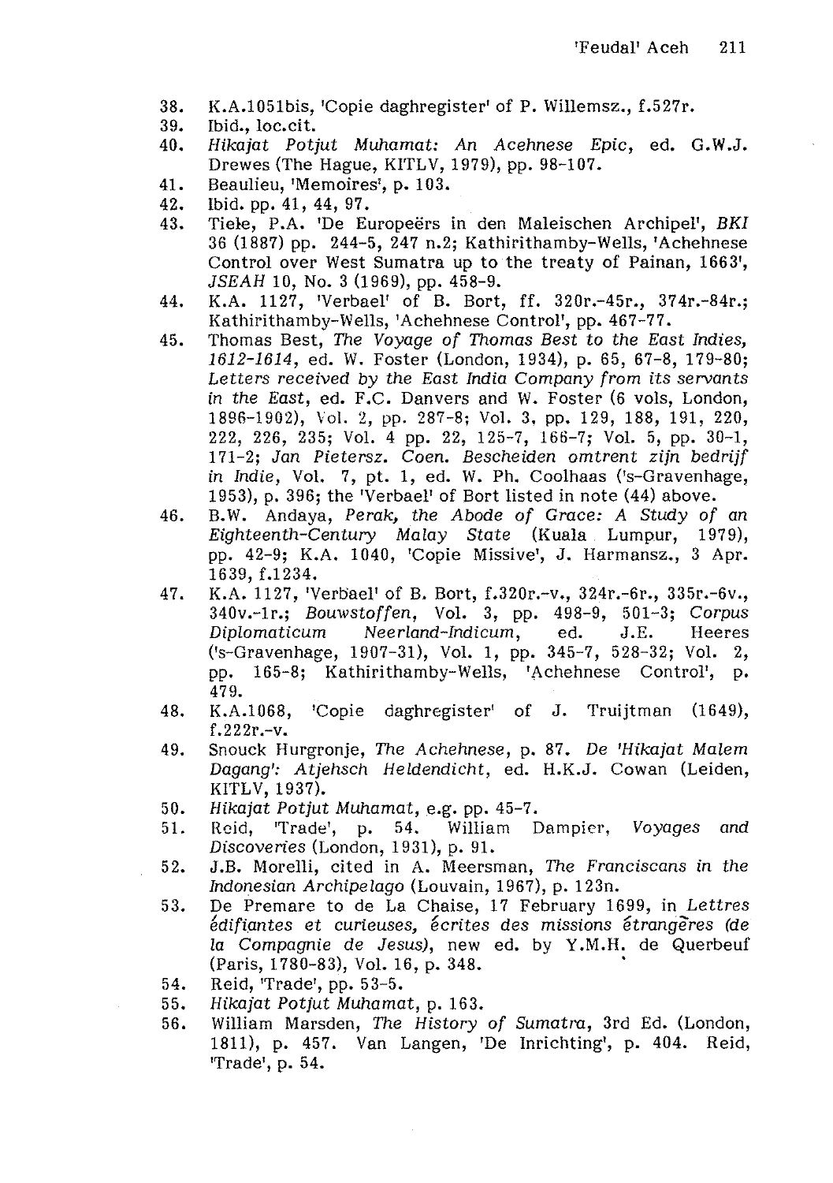38. K.A.1051bis, 'Copie daghregister' of P. Willemsz., f.527r.
39. Ibid., loc.cit.
40. *Hikajat Potjut Muhamat: An Acehnese Epic*, ed. G.W.J. Drewes (The Hague, KITLV, 1979), pp. 98-107.
41. Beaulieu, 'Memoires', p. 103.
42. Ibid. pp. 41, 44, 97.
43. Tiele, P.A. 'De Europeërs in den Maleischen Archipel', *BKI* 36 (1887) pp. 244-5, 247 n.2; Kathirithamby-Wells, 'Achehnese Control over West Sumatra up to the treaty of Painan, 1663', *JSEAH* 10, No. 3 (1969), pp. 458-9.
44. K.A. 1127, 'Verbael' of B. Bort, ff. 320r.-45r., 374r.-84r.; Kathirithamby-Wells, 'Achehnese Control', pp. 467-77.
45. Thomas Best, *The Voyage of Thomas Best to the East Indies, 1612-1614*, ed. W. Foster (London, 1934), p. 65, 67-8, 179-80; *Letters received by the East India Company from its servants in the East*, ed. F.C. Danvers and W. Foster (6 vols, London, 1896-1902), Vol. 2, pp. 287-8; Vol. 3, pp. 129, 188, 191, 220, 222, 226, 235; Vol. 4 pp. 22, 125-7, 166-7; Vol. 5, pp. 30-1, 171-2; *Jan Pietersz. Coen. Bescheiden omtrent zijn bedrijf in Indie*, Vol. 7, pt. 1, ed. W. Ph. Coolhaas ('s-Gravenhage, 1953), p. 396; the 'Verbael' of Bort listed in note (44) above.
46. B.W. Andaya, *Perak, the Abode of Grace: A Study of an Eighteenth-Century Malay State* (Kuala Lumpur, 1979), pp. 42-9; K.A. 1040, 'Copie Missive', J. Harmansz., 3 Apr. 1639, f.1234.
47. K.A. 1127, 'Verbael' of B. Bort, f.320r.-v., 324r.-6r., 335r.-6v., 340v.-1r.; *Bouwstoffen*, Vol. 3, pp. 498-9, 501-3; *Corpus Diplomaticum Neerland-Indicum*, ed. J.E. Heeres ('s-Gravenhage, 1907-31), Vol. 1, pp. 345-7, 528-32; Vol. 2, pp. 165-8; Kathirithamby-Wells, 'Achehnese Control', p. 479.
48. K.A.1068, 'Copie daghregister' of J. Truijtman (1649), f.222r.-v.
49. Snouck Hurgronje, *The Achehnese*, p. 87. *De 'Hikajat Malem Dagang': Atjehsch Heldendicht*, ed. H.K.J. Cowan (Leiden, KITLV, 1937).
50. *Hikajat Potjut Muhamat*, e.g. pp. 45-7.
51. Reid, 'Trade', p. 54. William Dampier, *Voyages and Discoveries* (London, 1931), p. 91.
52. J.B. Morelli, cited in A. Meersman, *The Franciscans in the Indonesian Archipelago* (Louvain, 1967), p. 123n.
53. De Premare to de La Chaise, 17 February 1699, in *Lettres édifiantes et curieuses, écrites des missions étrangères (de la Compagnie de Jesus)*, new ed. by Y.M.H. de Querbeuf (Paris, 1780-83), Vol. 16, p. 348.
54. Reid, 'Trade', pp. 53-5.
55. *Hikajat Potjut Muhamat*, p. 163.
56. William Marsden, *The History of Sumatra*, 3rd Ed. (London, 1811), p. 457. Van Langen, 'De Inrichting', p. 404. Reid, 'Trade', p. 54.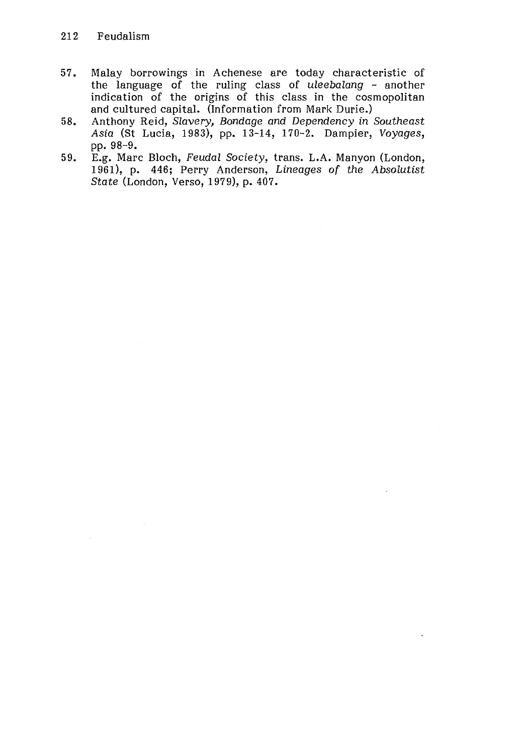57. Malay borrowings in Achenese are today characteristic of the language of the ruling class of *uleebalang* - another indication of the origins of this class in the cosmopolitan and cultured capital. (Information from Mark Durie.)
58. Anthony Reid, *Slavery, Bondage and Dependency in Southeast Asia* (St Lucia, 1983), pp. 13-14, 170-2. Dampier, *Voyages*, pp. 98-9.
59. E.g. Marc Bloch, *Feudal Society*, trans. L.A. Manyon (London, 1961), p. 446; Perry Anderson, *Lineages of the Absolutist State* (London, Verso, 1979), p. 407.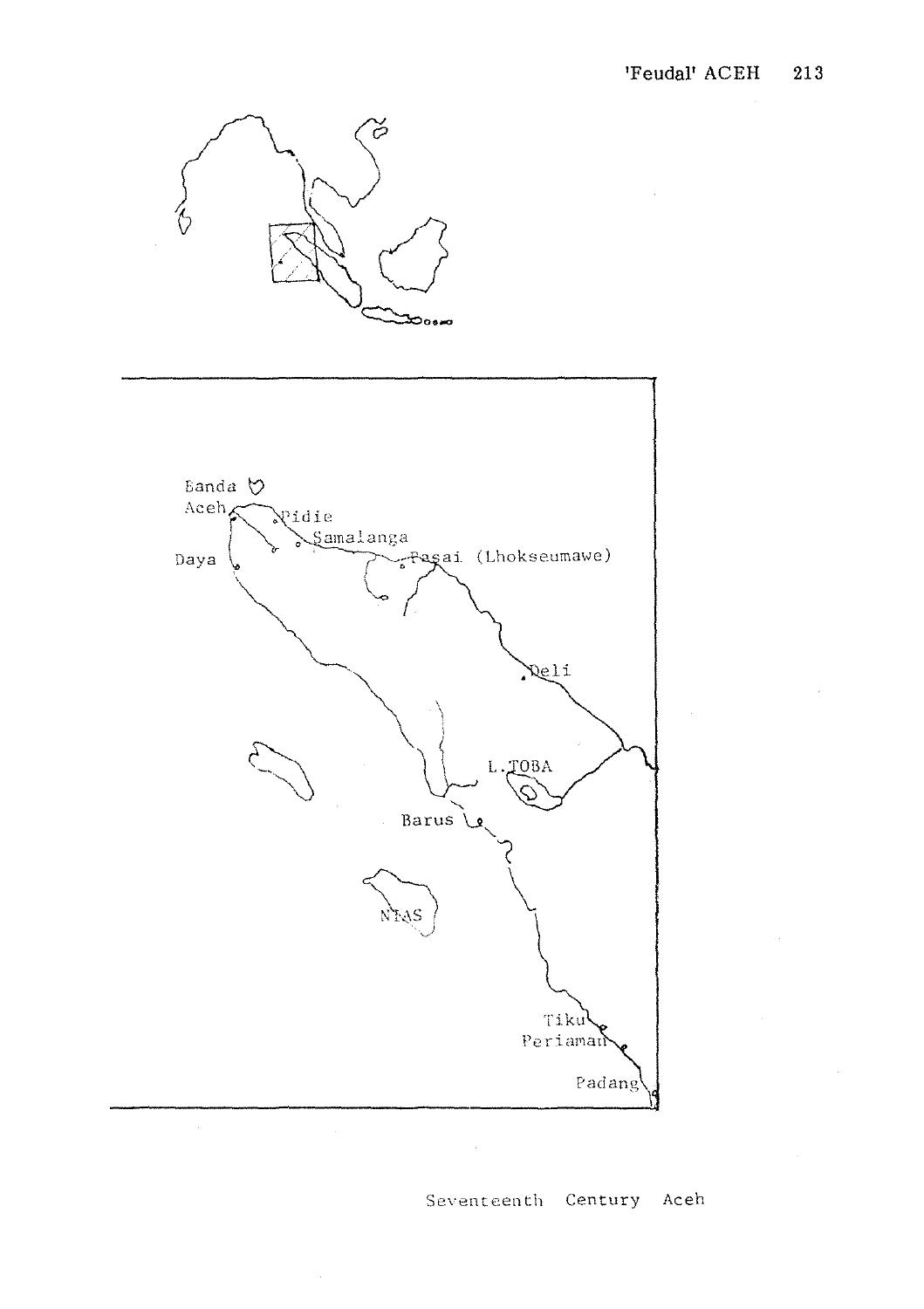Banda
Aceh
Pidie
Samalanga
Pasai (Lhokseumawe)
Daya
Deli
L. TOBA
Barus
NIAS
Tiku
Periaman
Padang

Seventeenth Century Aceh